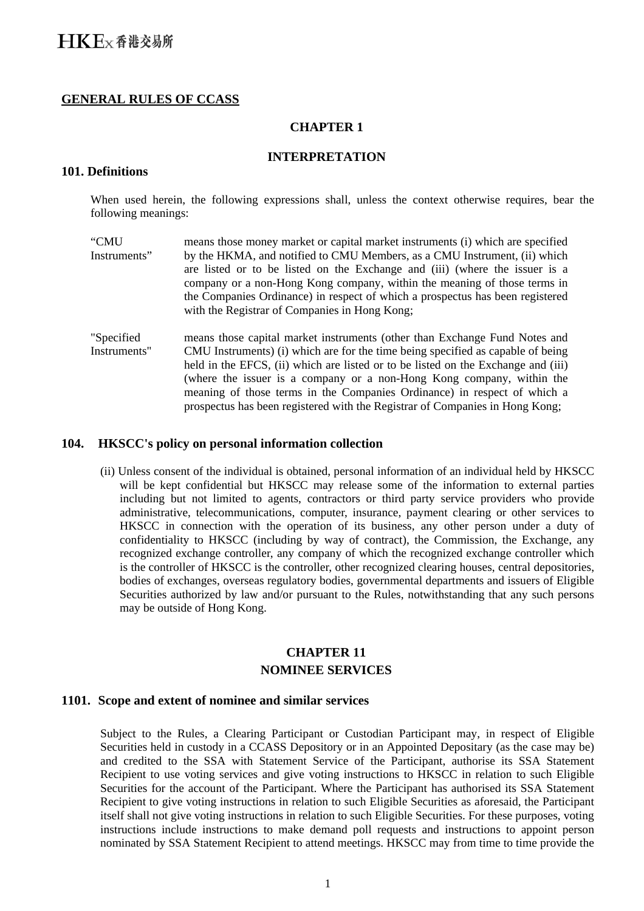HKEx 香港交易所

## GENERAL RULES OF CCASS

### CHAPTER 1

### INTERPRETATION

#### 101. Definitions

When used herein, the following expressions shall, unless the context otherwise requires, bear the following meanings:

| | |
|---|---|
| "CMU Instruments" | means those money market or capital market instruments (i) which are specified by the HKMA, and notified to CMU Members, as a CMU Instrument, (ii) which are listed or to be listed on the Exchange and (iii) (where the issuer is a company or a non-Hong Kong company, within the meaning of those terms in the Companies Ordinance) in respect of which a prospectus has been registered with the Registrar of Companies in Hong Kong; |
| "Specified Instruments" | means those capital market instruments (other than Exchange Fund Notes and CMU Instruments) (i) which are for the time being specified as capable of being held in the EFCS, (ii) which are listed or to be listed on the Exchange and (iii) (where the issuer is a company or a non-Hong Kong company, within the meaning of those terms in the Companies Ordinance) in respect of which a prospectus has been registered with the Registrar of Companies in Hong Kong; |

#### 104. HKSCC's policy on personal information collection

(ii) Unless consent of the individual is obtained, personal information of an individual held by HKSCC will be kept confidential but HKSCC may release some of the information to external parties including but not limited to agents, contractors or third party service providers who provide administrative, telecommunications, computer, insurance, payment clearing or other services to HKSCC in connection with the operation of its business, any other person under a duty of confidentiality to HKSCC (including by way of contract), the Commission, the Exchange, any recognized exchange controller, any company of which the recognized exchange controller which is the controller of HKSCC is the controller, other recognized clearing houses, central depositories, bodies of exchanges, overseas regulatory bodies, governmental departments and issuers of Eligible Securities authorized by law and/or pursuant to the Rules, notwithstanding that any such persons may be outside of Hong Kong.

### CHAPTER 11
### NOMINEE SERVICES

#### 1101. Scope and extent of nominee and similar services

Subject to the Rules, a Clearing Participant or Custodian Participant may, in respect of Eligible Securities held in custody in a CCASS Depository or in an Appointed Depositary (as the case may be) and credited to the SSA with Statement Service of the Participant, authorise its SSA Statement Recipient to use voting services and give voting instructions to HKSCC in relation to such Eligible Securities for the account of the Participant. Where the Participant has authorised its SSA Statement Recipient to give voting instructions in relation to such Eligible Securities as aforesaid, the Participant itself shall not give voting instructions in relation to such Eligible Securities. For these purposes, voting instructions include instructions to make demand poll requests and instructions to appoint person nominated by SSA Statement Recipient to attend meetings. HKSCC may from time to time provide the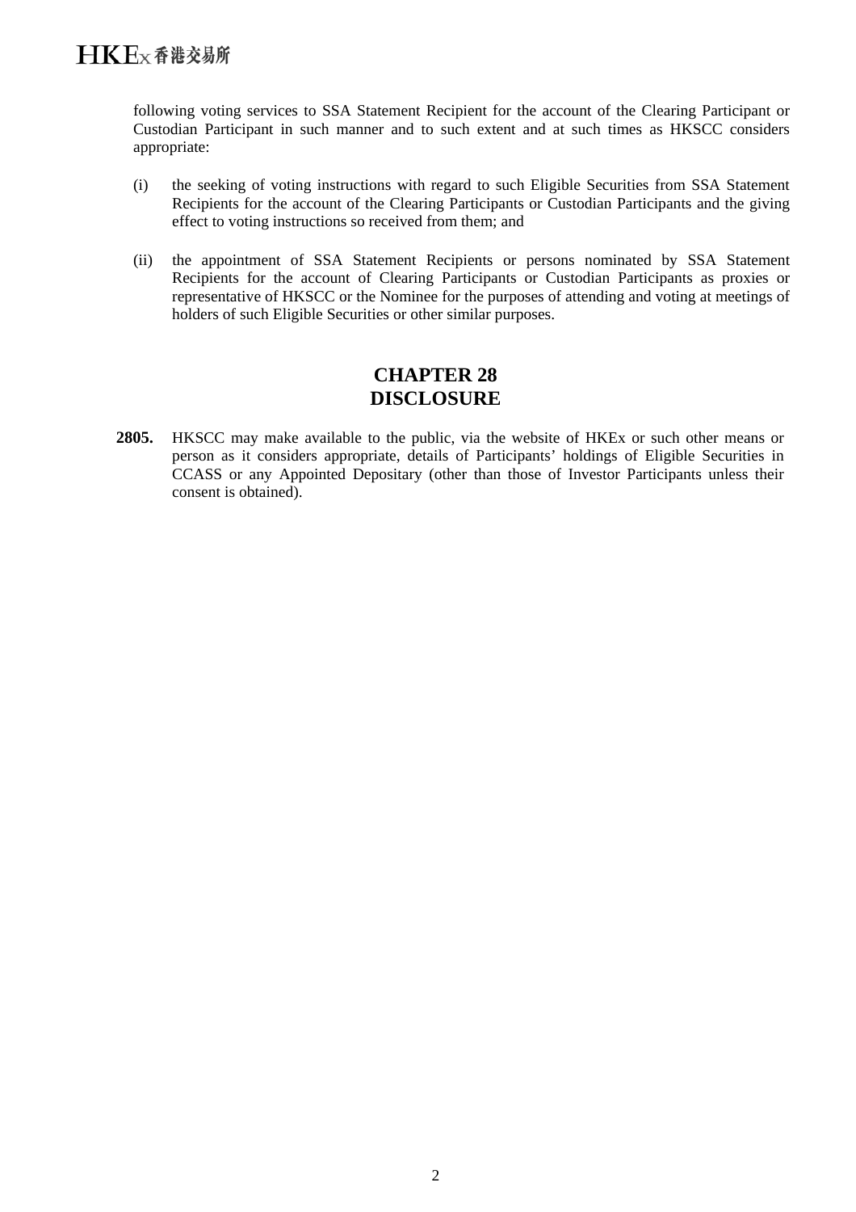following voting services to SSA Statement Recipient for the account of the Clearing Participant or Custodian Participant in such manner and to such extent and at such times as HKSCC considers appropriate:

(i) the seeking of voting instructions with regard to such Eligible Securities from SSA Statement Recipients for the account of the Clearing Participants or Custodian Participants and the giving effect to voting instructions so received from them; and

(ii) the appointment of SSA Statement Recipients or persons nominated by SSA Statement Recipients for the account of Clearing Participants or Custodian Participants as proxies or representative of HKSCC or the Nominee for the purposes of attending and voting at meetings of holders of such Eligible Securities or other similar purposes.

## CHAPTER 28
## DISCLOSURE

**2805.** HKSCC may make available to the public, via the website of HKEx or such other means or person as it considers appropriate, details of Participants' holdings of Eligible Securities in CCASS or any Appointed Depositary (other than those of Investor Participants unless their consent is obtained).